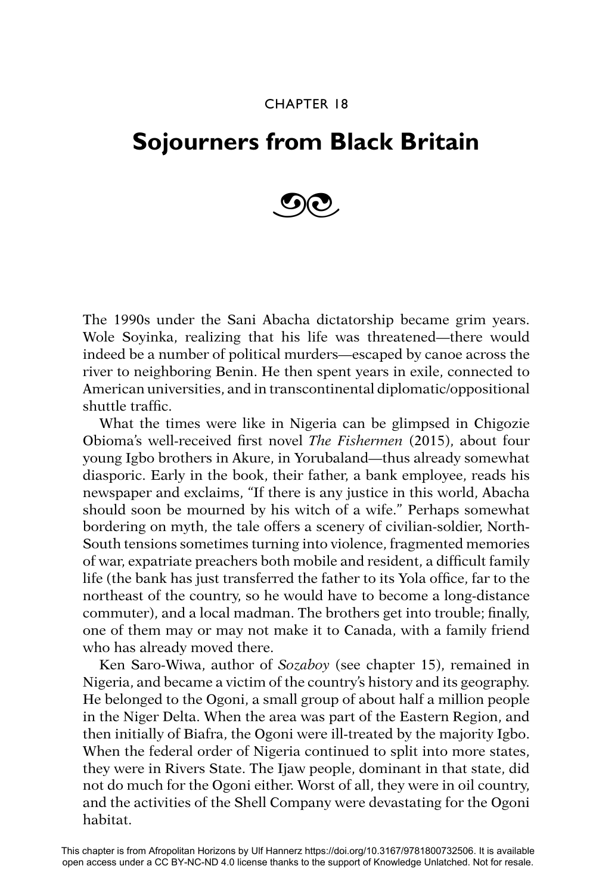CHAPTER 18

# Sojourners from Black Britain

The 1990s under the Sani Abacha dictatorship became grim years. Wole Soyinka, realizing that his life was threatened—there would indeed be a number of political murders—escaped by canoe across the river to neighboring Benin. He then spent years in exile, connected to American universities, and in transcontinental diplomatic/oppositional shuttle traffic.

What the times were like in Nigeria can be glimpsed in Chigozie Obioma's well-received first novel *The Fishermen* (2015), about four young Igbo brothers in Akure, in Yorubaland—thus already somewhat diasporic. Early in the book, their father, a bank employee, reads his newspaper and exclaims, "If there is any justice in this world, Abacha should soon be mourned by his witch of a wife." Perhaps somewhat bordering on myth, the tale offers a scenery of civilian-soldier, North-South tensions sometimes turning into violence, fragmented memories of war, expatriate preachers both mobile and resident, a difficult family life (the bank has just transferred the father to its Yola office, far to the northeast of the country, so he would have to become a long-distance commuter), and a local madman. The brothers get into trouble; finally, one of them may or may not make it to Canada, with a family friend who has already moved there.

Ken Saro-Wiwa, author of *Sozaboy* (see chapter 15), remained in Nigeria, and became a victim of the country's history and its geography. He belonged to the Ogoni, a small group of about half a million people in the Niger Delta. When the area was part of the Eastern Region, and then initially of Biafra, the Ogoni were ill-treated by the majority Igbo. When the federal order of Nigeria continued to split into more states, they were in Rivers State. The Ijaw people, dominant in that state, did not do much for the Ogoni either. Worst of all, they were in oil country, and the activities of the Shell Company were devastating for the Ogoni habitat.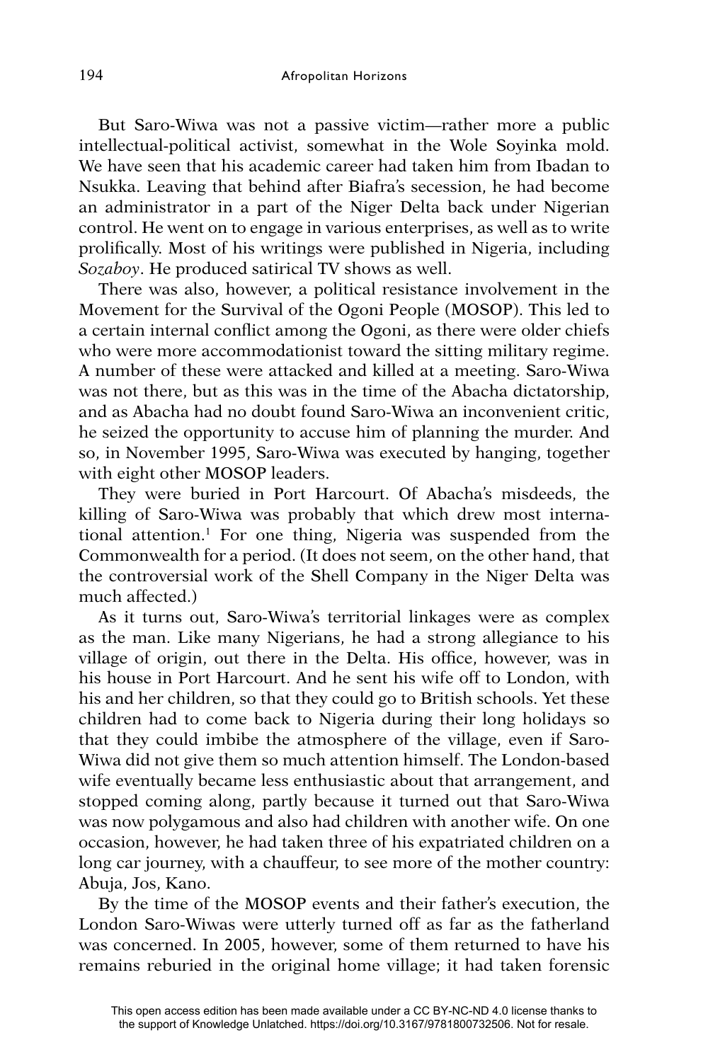But Saro-Wiwa was not a passive victim—rather more a public intellectual-political activist, somewhat in the Wole Soyinka mold. We have seen that his academic career had taken him from Ibadan to Nsukka. Leaving that behind after Biafra's secession, he had become an administrator in a part of the Niger Delta back under Nigerian control. He went on to engage in various enterprises, as well as to write prolifically. Most of his writings were published in Nigeria, including *Sozaboy*. He produced satirical TV shows as well.

There was also, however, a political resistance involvement in the Movement for the Survival of the Ogoni People (MOSOP). This led to a certain internal conflict among the Ogoni, as there were older chiefs who were more accommodationist toward the sitting military regime. A number of these were attacked and killed at a meeting. Saro-Wiwa was not there, but as this was in the time of the Abacha dictatorship, and as Abacha had no doubt found Saro-Wiwa an inconvenient critic, he seized the opportunity to accuse him of planning the murder. And so, in November 1995, Saro-Wiwa was executed by hanging, together with eight other MOSOP leaders.

They were buried in Port Harcourt. Of Abacha's misdeeds, the killing of Saro-Wiwa was probably that which drew most international attention.[1] For one thing, Nigeria was suspended from the Commonwealth for a period. (It does not seem, on the other hand, that the controversial work of the Shell Company in the Niger Delta was much affected.)

As it turns out, Saro-Wiwa's territorial linkages were as complex as the man. Like many Nigerians, he had a strong allegiance to his village of origin, out there in the Delta. His office, however, was in his house in Port Harcourt. And he sent his wife off to London, with his and her children, so that they could go to British schools. Yet these children had to come back to Nigeria during their long holidays so that they could imbibe the atmosphere of the village, even if Saro-Wiwa did not give them so much attention himself. The London-based wife eventually became less enthusiastic about that arrangement, and stopped coming along, partly because it turned out that Saro-Wiwa was now polygamous and also had children with another wife. On one occasion, however, he had taken three of his expatriated children on a long car journey, with a chauffeur, to see more of the mother country: Abuja, Jos, Kano.

By the time of the MOSOP events and their father's execution, the London Saro-Wiwas were utterly turned off as far as the fatherland was concerned. In 2005, however, some of them returned to have his remains reburied in the original home village; it had taken forensic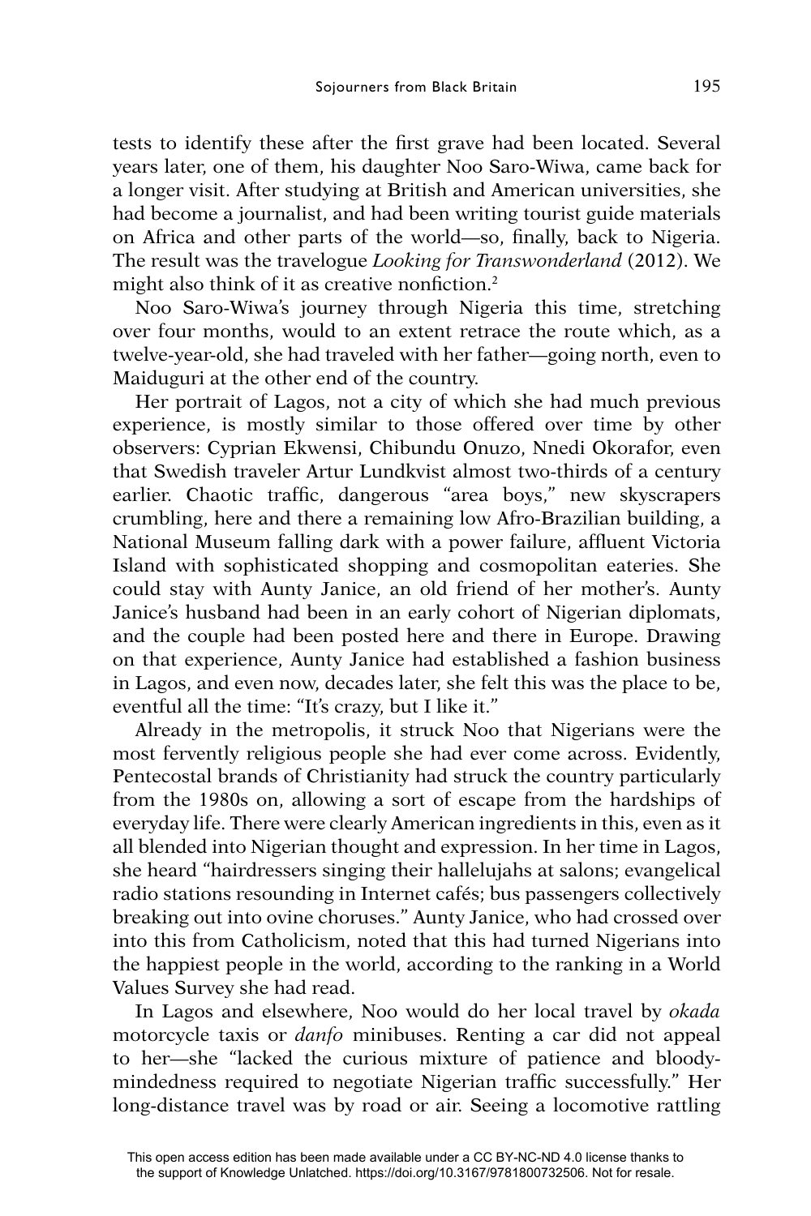tests to identify these after the first grave had been located. Several years later, one of them, his daughter Noo Saro-Wiwa, came back for a longer visit. After studying at British and American universities, she had become a journalist, and had been writing tourist guide materials on Africa and other parts of the world—so, finally, back to Nigeria. The result was the travelogue *Looking for Transwonderland* (2012). We might also think of it as creative nonfiction.[2]

Noo Saro-Wiwa's journey through Nigeria this time, stretching over four months, would to an extent retrace the route which, as a twelve-year-old, she had traveled with her father—going north, even to Maiduguri at the other end of the country.

Her portrait of Lagos, not a city of which she had much previous experience, is mostly similar to those offered over time by other observers: Cyprian Ekwensi, Chibundu Onuzo, Nnedi Okorafor, even that Swedish traveler Artur Lundkvist almost two-thirds of a century earlier. Chaotic traffic, dangerous "area boys," new skyscrapers crumbling, here and there a remaining low Afro-Brazilian building, a National Museum falling dark with a power failure, affluent Victoria Island with sophisticated shopping and cosmopolitan eateries. She could stay with Aunty Janice, an old friend of her mother's. Aunty Janice's husband had been in an early cohort of Nigerian diplomats, and the couple had been posted here and there in Europe. Drawing on that experience, Aunty Janice had established a fashion business in Lagos, and even now, decades later, she felt this was the place to be, eventful all the time: "It's crazy, but I like it."

Already in the metropolis, it struck Noo that Nigerians were the most fervently religious people she had ever come across. Evidently, Pentecostal brands of Christianity had struck the country particularly from the 1980s on, allowing a sort of escape from the hardships of everyday life. There were clearly American ingredients in this, even as it all blended into Nigerian thought and expression. In her time in Lagos, she heard "hairdressers singing their hallelujahs at salons; evangelical radio stations resounding in Internet cafés; bus passengers collectively breaking out into ovine choruses." Aunty Janice, who had crossed over into this from Catholicism, noted that this had turned Nigerians into the happiest people in the world, according to the ranking in a World Values Survey she had read.

In Lagos and elsewhere, Noo would do her local travel by *okada* motorcycle taxis or *danfo* minibuses. Renting a car did not appeal to her—she "lacked the curious mixture of patience and bloody-mindedness required to negotiate Nigerian traffic successfully." Her long-distance travel was by road or air. Seeing a locomotive rattling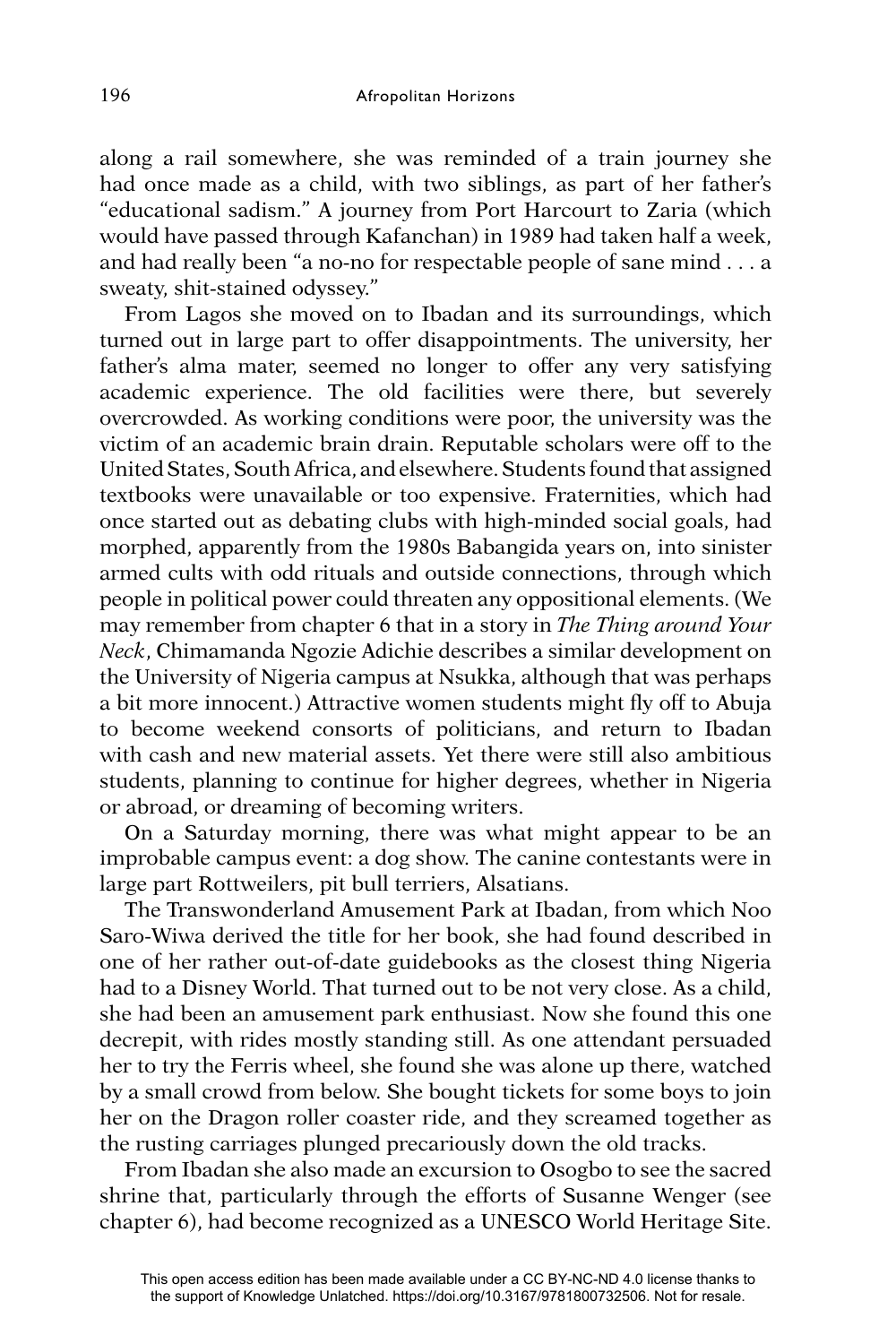along a rail somewhere, she was reminded of a train journey she had once made as a child, with two siblings, as part of her father's "educational sadism." A journey from Port Harcourt to Zaria (which would have passed through Kafanchan) in 1989 had taken half a week, and had really been "a no-no for respectable people of sane mind . . . a sweaty, shit-stained odyssey."

From Lagos she moved on to Ibadan and its surroundings, which turned out in large part to offer disappointments. The university, her father's alma mater, seemed no longer to offer any very satisfying academic experience. The old facilities were there, but severely overcrowded. As working conditions were poor, the university was the victim of an academic brain drain. Reputable scholars were off to the United States, South Africa, and elsewhere. Students found that assigned textbooks were unavailable or too expensive. Fraternities, which had once started out as debating clubs with high-minded social goals, had morphed, apparently from the 1980s Babangida years on, into sinister armed cults with odd rituals and outside connections, through which people in political power could threaten any oppositional elements. (We may remember from chapter 6 that in a story in *The Thing around Your Neck*, Chimamanda Ngozie Adichie describes a similar development on the University of Nigeria campus at Nsukka, although that was perhaps a bit more innocent.) Attractive women students might fly off to Abuja to become weekend consorts of politicians, and return to Ibadan with cash and new material assets. Yet there were still also ambitious students, planning to continue for higher degrees, whether in Nigeria or abroad, or dreaming of becoming writers.

On a Saturday morning, there was what might appear to be an improbable campus event: a dog show. The canine contestants were in large part Rottweilers, pit bull terriers, Alsatians.

The Transwonderland Amusement Park at Ibadan, from which Noo Saro-Wiwa derived the title for her book, she had found described in one of her rather out-of-date guidebooks as the closest thing Nigeria had to a Disney World. That turned out to be not very close. As a child, she had been an amusement park enthusiast. Now she found this one decrepit, with rides mostly standing still. As one attendant persuaded her to try the Ferris wheel, she found she was alone up there, watched by a small crowd from below. She bought tickets for some boys to join her on the Dragon roller coaster ride, and they screamed together as the rusting carriages plunged precariously down the old tracks.

From Ibadan she also made an excursion to Osogbo to see the sacred shrine that, particularly through the efforts of Susanne Wenger (see chapter 6), had become recognized as a UNESCO World Heritage Site.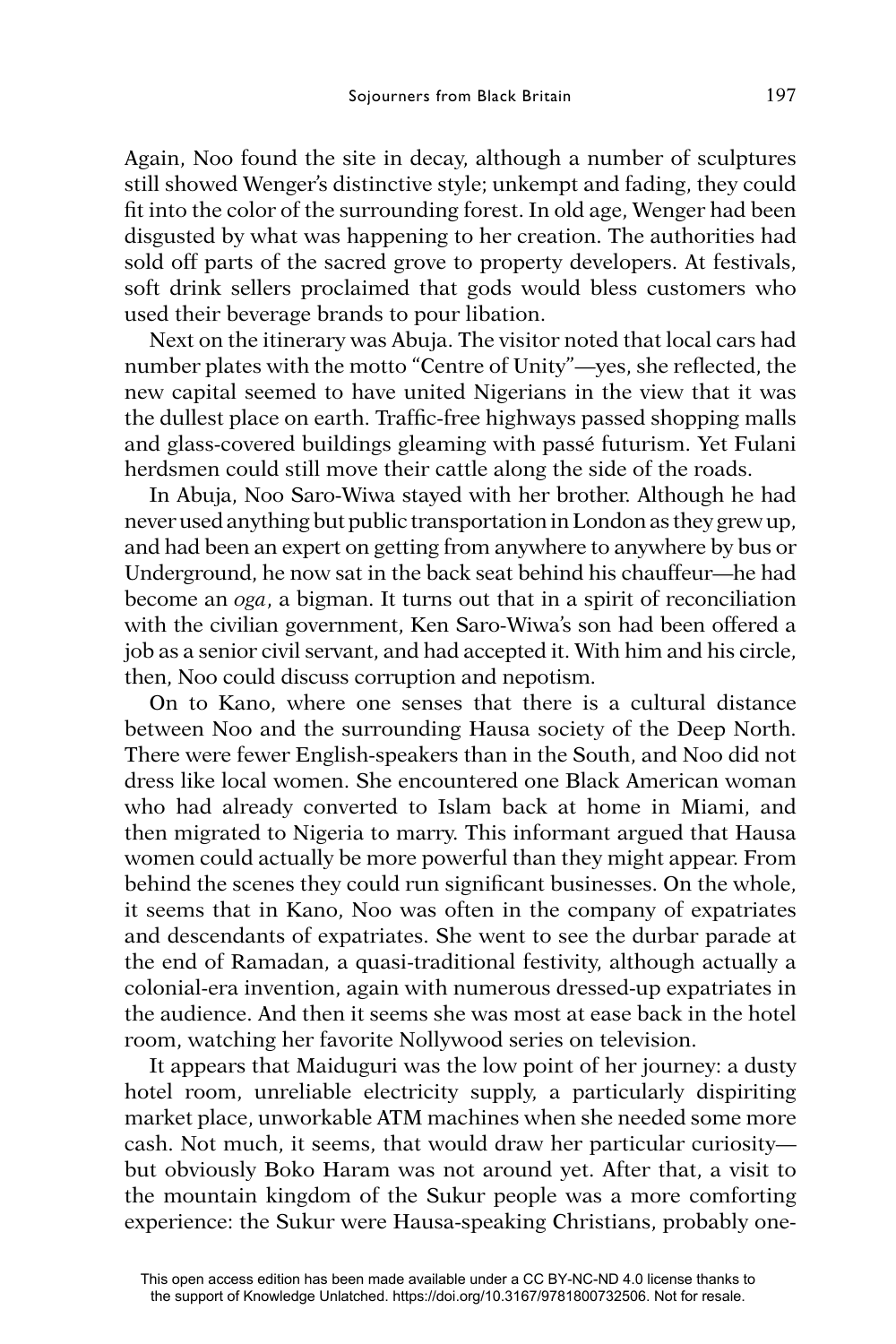Again, Noo found the site in decay, although a number of sculptures still showed Wenger's distinctive style; unkempt and fading, they could fit into the color of the surrounding forest. In old age, Wenger had been disgusted by what was happening to her creation. The authorities had sold off parts of the sacred grove to property developers. At festivals, soft drink sellers proclaimed that gods would bless customers who used their beverage brands to pour libation.

Next on the itinerary was Abuja. The visitor noted that local cars had number plates with the motto "Centre of Unity"—yes, she reflected, the new capital seemed to have united Nigerians in the view that it was the dullest place on earth. Traffic-free highways passed shopping malls and glass-covered buildings gleaming with passé futurism. Yet Fulani herdsmen could still move their cattle along the side of the roads.

In Abuja, Noo Saro-Wiwa stayed with her brother. Although he had never used anything but public transportation in London as they grew up, and had been an expert on getting from anywhere to anywhere by bus or Underground, he now sat in the back seat behind his chauffeur—he had become an *oga*, a bigman. It turns out that in a spirit of reconciliation with the civilian government, Ken Saro-Wiwa's son had been offered a job as a senior civil servant, and had accepted it. With him and his circle, then, Noo could discuss corruption and nepotism.

On to Kano, where one senses that there is a cultural distance between Noo and the surrounding Hausa society of the Deep North. There were fewer English-speakers than in the South, and Noo did not dress like local women. She encountered one Black American woman who had already converted to Islam back at home in Miami, and then migrated to Nigeria to marry. This informant argued that Hausa women could actually be more powerful than they might appear. From behind the scenes they could run significant businesses. On the whole, it seems that in Kano, Noo was often in the company of expatriates and descendants of expatriates. She went to see the durbar parade at the end of Ramadan, a quasi-traditional festivity, although actually a colonial-era invention, again with numerous dressed-up expatriates in the audience. And then it seems she was most at ease back in the hotel room, watching her favorite Nollywood series on television.

It appears that Maiduguri was the low point of her journey: a dusty hotel room, unreliable electricity supply, a particularly dispiriting market place, unworkable ATM machines when she needed some more cash. Not much, it seems, that would draw her particular curiosity—but obviously Boko Haram was not around yet. After that, a visit to the mountain kingdom of the Sukur people was a more comforting experience: the Sukur were Hausa-speaking Christians, probably one-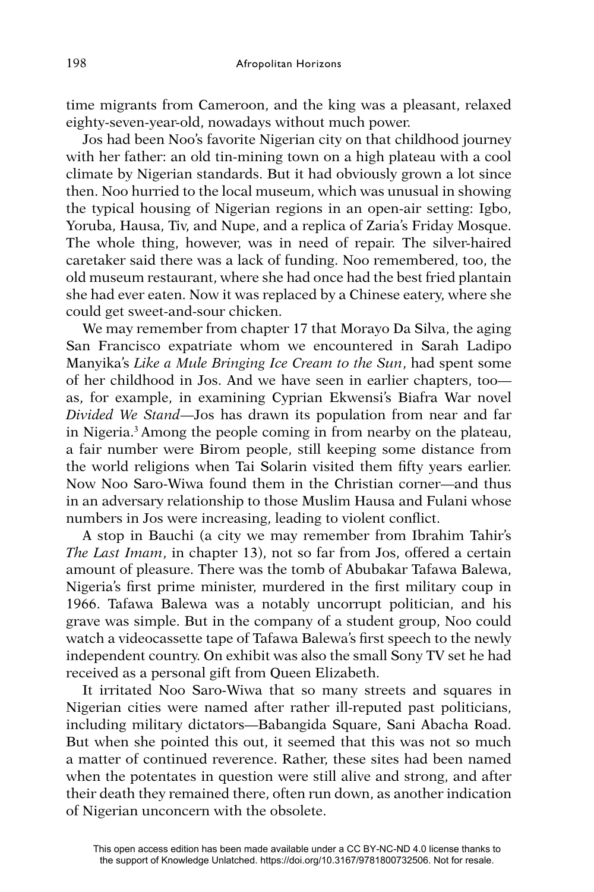time migrants from Cameroon, and the king was a pleasant, relaxed eighty-seven-year-old, nowadays without much power.

Jos had been Noo's favorite Nigerian city on that childhood journey with her father: an old tin-mining town on a high plateau with a cool climate by Nigerian standards. But it had obviously grown a lot since then. Noo hurried to the local museum, which was unusual in showing the typical housing of Nigerian regions in an open-air setting: Igbo, Yoruba, Hausa, Tiv, and Nupe, and a replica of Zaria's Friday Mosque. The whole thing, however, was in need of repair. The silver-haired caretaker said there was a lack of funding. Noo remembered, too, the old museum restaurant, where she had once had the best fried plantain she had ever eaten. Now it was replaced by a Chinese eatery, where she could get sweet-and-sour chicken.

We may remember from chapter 17 that Morayo Da Silva, the aging San Francisco expatriate whom we encountered in Sarah Ladipo Manyika's *Like a Mule Bringing Ice Cream to the Sun*, had spent some of her childhood in Jos. And we have seen in earlier chapters, too—as, for example, in examining Cyprian Ekwensi's Biafra War novel *Divided We Stand*—Jos has drawn its population from near and far in Nigeria.[3] Among the people coming in from nearby on the plateau, a fair number were Birom people, still keeping some distance from the world religions when Tai Solarin visited them fifty years earlier. Now Noo Saro-Wiwa found them in the Christian corner—and thus in an adversary relationship to those Muslim Hausa and Fulani whose numbers in Jos were increasing, leading to violent conflict.

A stop in Bauchi (a city we may remember from Ibrahim Tahir's *The Last Imam*, in chapter 13), not so far from Jos, offered a certain amount of pleasure. There was the tomb of Abubakar Tafawa Balewa, Nigeria's first prime minister, murdered in the first military coup in 1966. Tafawa Balewa was a notably uncorrupt politician, and his grave was simple. But in the company of a student group, Noo could watch a videocassette tape of Tafawa Balewa's first speech to the newly independent country. On exhibit was also the small Sony TV set he had received as a personal gift from Queen Elizabeth.

It irritated Noo Saro-Wiwa that so many streets and squares in Nigerian cities were named after rather ill-reputed past politicians, including military dictators—Babangida Square, Sani Abacha Road. But when she pointed this out, it seemed that this was not so much a matter of continued reverence. Rather, these sites had been named when the potentates in question were still alive and strong, and after their death they remained there, often run down, as another indication of Nigerian unconcern with the obsolete.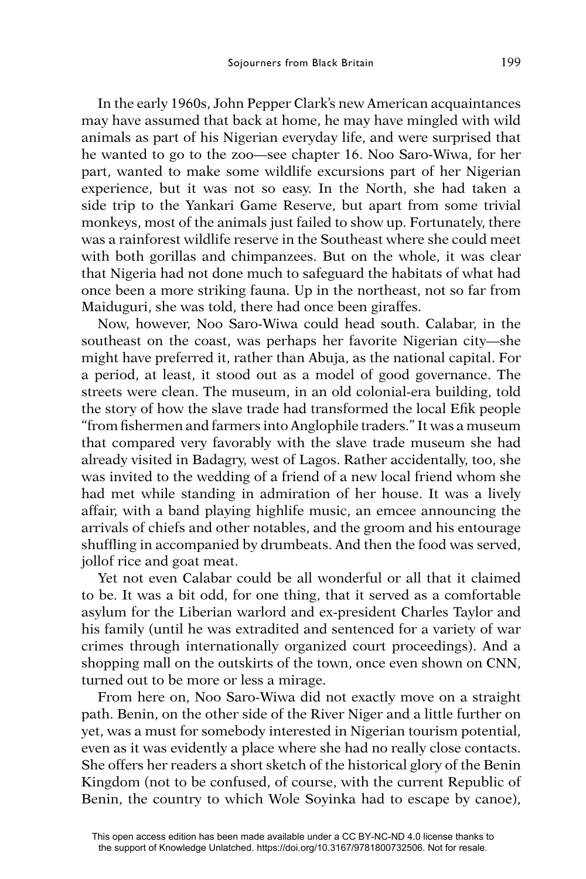In the early 1960s, John Pepper Clark's new American acquaintances may have assumed that back at home, he may have mingled with wild animals as part of his Nigerian everyday life, and were surprised that he wanted to go to the zoo—see chapter 16. Noo Saro-Wiwa, for her part, wanted to make some wildlife excursions part of her Nigerian experience, but it was not so easy. In the North, she had taken a side trip to the Yankari Game Reserve, but apart from some trivial monkeys, most of the animals just failed to show up. Fortunately, there was a rainforest wildlife reserve in the Southeast where she could meet with both gorillas and chimpanzees. But on the whole, it was clear that Nigeria had not done much to safeguard the habitats of what had once been a more striking fauna. Up in the northeast, not so far from Maiduguri, she was told, there had once been giraffes.

Now, however, Noo Saro-Wiwa could head south. Calabar, in the southeast on the coast, was perhaps her favorite Nigerian city—she might have preferred it, rather than Abuja, as the national capital. For a period, at least, it stood out as a model of good governance. The streets were clean. The museum, in an old colonial-era building, told the story of how the slave trade had transformed the local Efik people "from fishermen and farmers into Anglophile traders." It was a museum that compared very favorably with the slave trade museum she had already visited in Badagry, west of Lagos. Rather accidentally, too, she was invited to the wedding of a friend of a new local friend whom she had met while standing in admiration of her house. It was a lively affair, with a band playing highlife music, an emcee announcing the arrivals of chiefs and other notables, and the groom and his entourage shuffling in accompanied by drumbeats. And then the food was served, jollof rice and goat meat.

Yet not even Calabar could be all wonderful or all that it claimed to be. It was a bit odd, for one thing, that it served as a comfortable asylum for the Liberian warlord and ex-president Charles Taylor and his family (until he was extradited and sentenced for a variety of war crimes through internationally organized court proceedings). And a shopping mall on the outskirts of the town, once even shown on CNN, turned out to be more or less a mirage.

From here on, Noo Saro-Wiwa did not exactly move on a straight path. Benin, on the other side of the River Niger and a little further on yet, was a must for somebody interested in Nigerian tourism potential, even as it was evidently a place where she had no really close contacts. She offers her readers a short sketch of the historical glory of the Benin Kingdom (not to be confused, of course, with the current Republic of Benin, the country to which Wole Soyinka had to escape by canoe),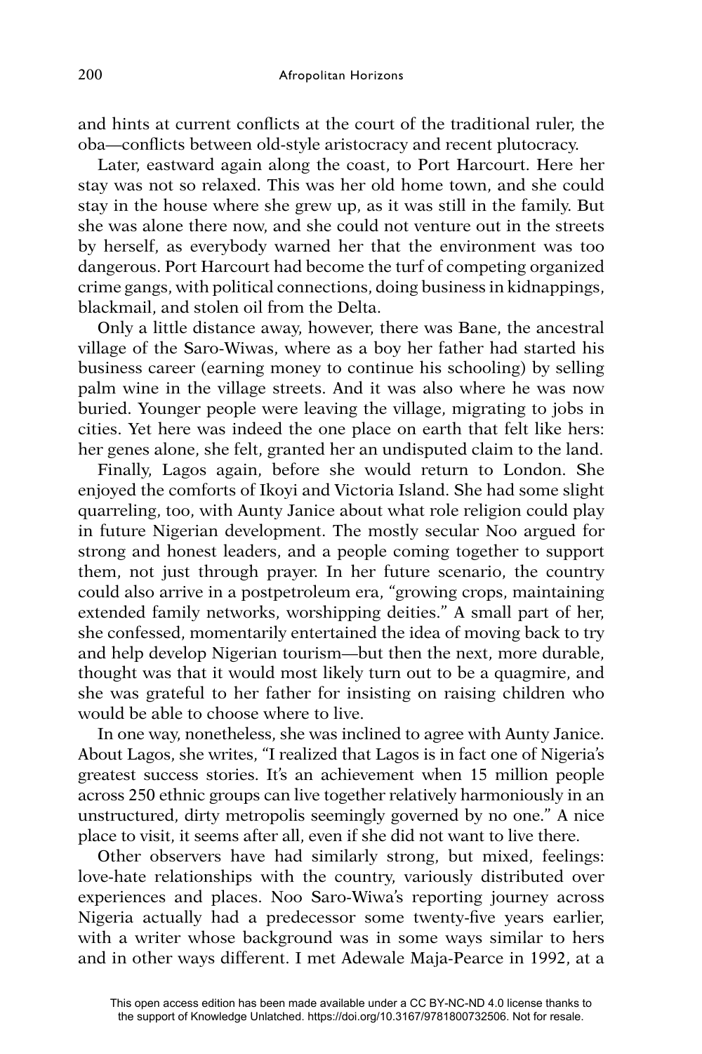and hints at current conflicts at the court of the traditional ruler, the oba—conflicts between old-style aristocracy and recent plutocracy.

Later, eastward again along the coast, to Port Harcourt. Here her stay was not so relaxed. This was her old home town, and she could stay in the house where she grew up, as it was still in the family. But she was alone there now, and she could not venture out in the streets by herself, as everybody warned her that the environment was too dangerous. Port Harcourt had become the turf of competing organized crime gangs, with political connections, doing business in kidnappings, blackmail, and stolen oil from the Delta.

Only a little distance away, however, there was Bane, the ancestral village of the Saro-Wiwas, where as a boy her father had started his business career (earning money to continue his schooling) by selling palm wine in the village streets. And it was also where he was now buried. Younger people were leaving the village, migrating to jobs in cities. Yet here was indeed the one place on earth that felt like hers: her genes alone, she felt, granted her an undisputed claim to the land.

Finally, Lagos again, before she would return to London. She enjoyed the comforts of Ikoyi and Victoria Island. She had some slight quarreling, too, with Aunty Janice about what role religion could play in future Nigerian development. The mostly secular Noo argued for strong and honest leaders, and a people coming together to support them, not just through prayer. In her future scenario, the country could also arrive in a postpetroleum era, "growing crops, maintaining extended family networks, worshipping deities." A small part of her, she confessed, momentarily entertained the idea of moving back to try and help develop Nigerian tourism—but then the next, more durable, thought was that it would most likely turn out to be a quagmire, and she was grateful to her father for insisting on raising children who would be able to choose where to live.

In one way, nonetheless, she was inclined to agree with Aunty Janice. About Lagos, she writes, "I realized that Lagos is in fact one of Nigeria's greatest success stories. It's an achievement when 15 million people across 250 ethnic groups can live together relatively harmoniously in an unstructured, dirty metropolis seemingly governed by no one." A nice place to visit, it seems after all, even if she did not want to live there.

Other observers have had similarly strong, but mixed, feelings: love-hate relationships with the country, variously distributed over experiences and places. Noo Saro-Wiwa's reporting journey across Nigeria actually had a predecessor some twenty-five years earlier, with a writer whose background was in some ways similar to hers and in other ways different. I met Adewale Maja-Pearce in 1992, at a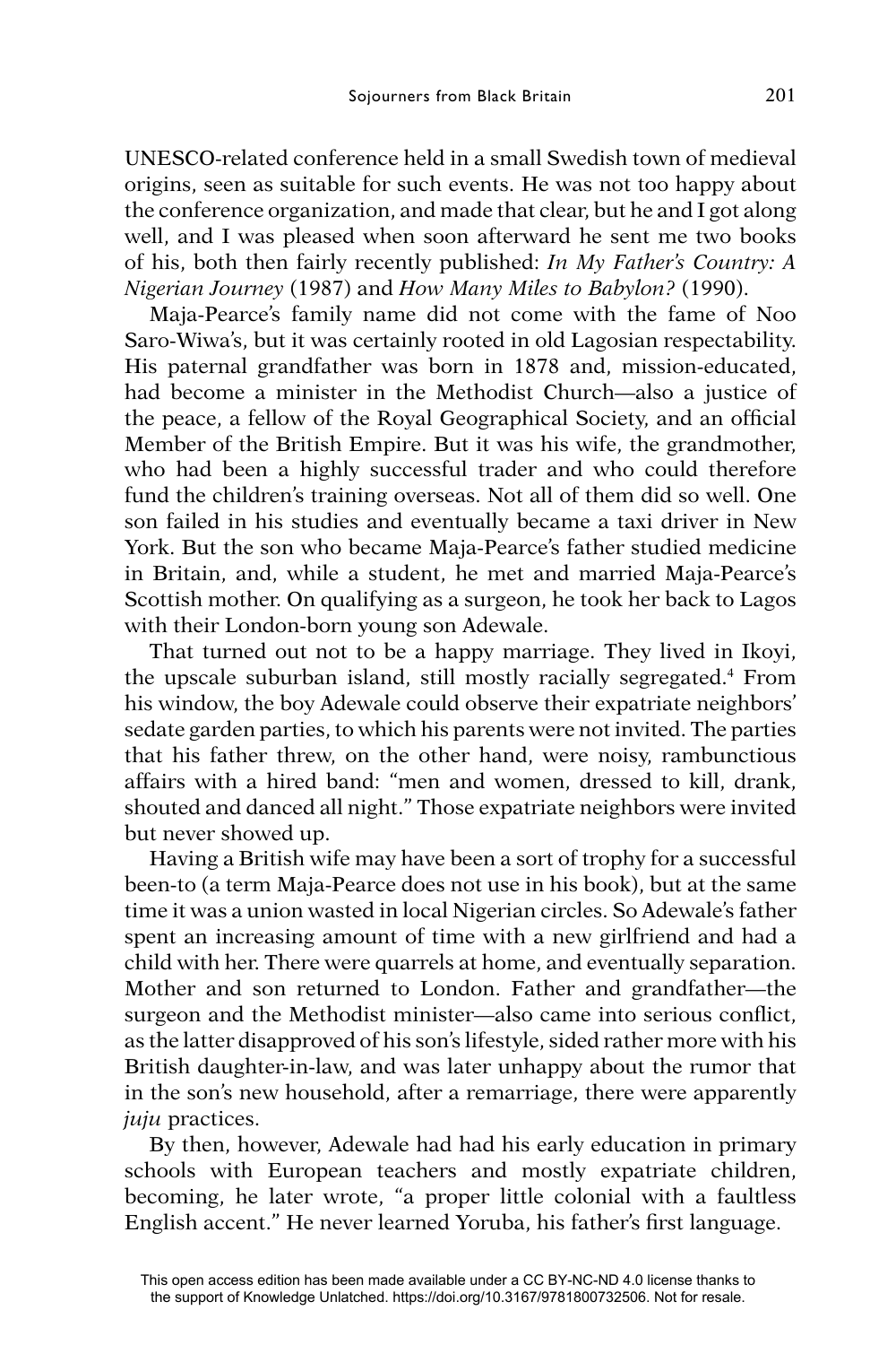UNESCO-related conference held in a small Swedish town of medieval origins, seen as suitable for such events. He was not too happy about the conference organization, and made that clear, but he and I got along well, and I was pleased when soon afterward he sent me two books of his, both then fairly recently published: *In My Father's Country: A Nigerian Journey* (1987) and *How Many Miles to Babylon?* (1990).

Maja-Pearce's family name did not come with the fame of Noo Saro-Wiwa's, but it was certainly rooted in old Lagosian respectability. His paternal grandfather was born in 1878 and, mission-educated, had become a minister in the Methodist Church—also a justice of the peace, a fellow of the Royal Geographical Society, and an official Member of the British Empire. But it was his wife, the grandmother, who had been a highly successful trader and who could therefore fund the children's training overseas. Not all of them did so well. One son failed in his studies and eventually became a taxi driver in New York. But the son who became Maja-Pearce's father studied medicine in Britain, and, while a student, he met and married Maja-Pearce's Scottish mother. On qualifying as a surgeon, he took her back to Lagos with their London-born young son Adewale.

That turned out not to be a happy marriage. They lived in Ikoyi, the upscale suburban island, still mostly racially segregated.[4] From his window, the boy Adewale could observe their expatriate neighbors' sedate garden parties, to which his parents were not invited. The parties that his father threw, on the other hand, were noisy, rambunctious affairs with a hired band: "men and women, dressed to kill, drank, shouted and danced all night." Those expatriate neighbors were invited but never showed up.

Having a British wife may have been a sort of trophy for a successful been-to (a term Maja-Pearce does not use in his book), but at the same time it was a union wasted in local Nigerian circles. So Adewale's father spent an increasing amount of time with a new girlfriend and had a child with her. There were quarrels at home, and eventually separation. Mother and son returned to London. Father and grandfather—the surgeon and the Methodist minister—also came into serious conflict, as the latter disapproved of his son's lifestyle, sided rather more with his British daughter-in-law, and was later unhappy about the rumor that in the son's new household, after a remarriage, there were apparently *juju* practices.

By then, however, Adewale had had his early education in primary schools with European teachers and mostly expatriate children, becoming, he later wrote, "a proper little colonial with a faultless English accent." He never learned Yoruba, his father's first language.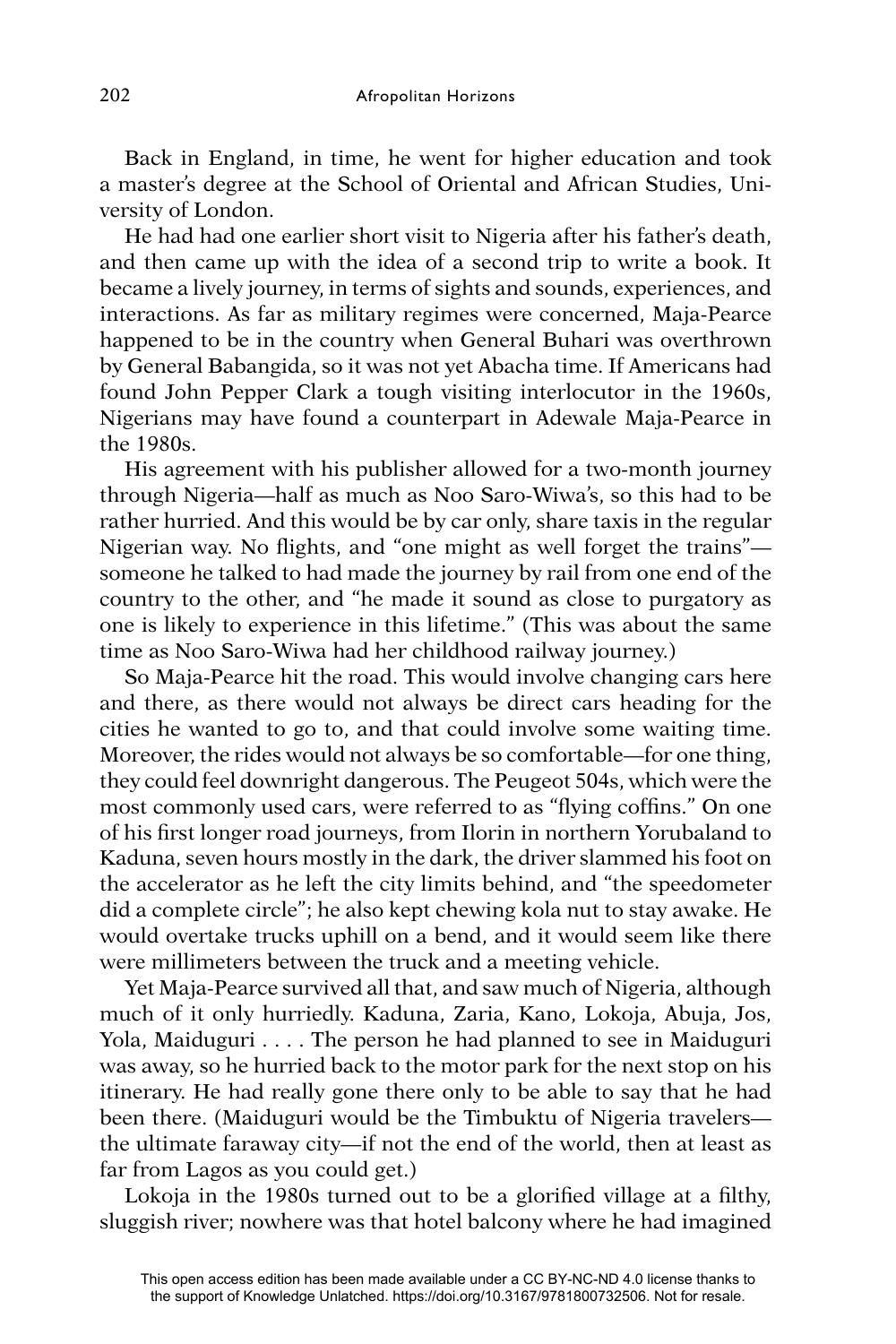Back in England, in time, he went for higher education and took a master's degree at the School of Oriental and African Studies, University of London.

He had had one earlier short visit to Nigeria after his father's death, and then came up with the idea of a second trip to write a book. It became a lively journey, in terms of sights and sounds, experiences, and interactions. As far as military regimes were concerned, Maja-Pearce happened to be in the country when General Buhari was overthrown by General Babangida, so it was not yet Abacha time. If Americans had found John Pepper Clark a tough visiting interlocutor in the 1960s, Nigerians may have found a counterpart in Adewale Maja-Pearce in the 1980s.

His agreement with his publisher allowed for a two-month journey through Nigeria—half as much as Noo Saro-Wiwa's, so this had to be rather hurried. And this would be by car only, share taxis in the regular Nigerian way. No flights, and "one might as well forget the trains"—someone he talked to had made the journey by rail from one end of the country to the other, and "he made it sound as close to purgatory as one is likely to experience in this lifetime." (This was about the same time as Noo Saro-Wiwa had her childhood railway journey.)

So Maja-Pearce hit the road. This would involve changing cars here and there, as there would not always be direct cars heading for the cities he wanted to go to, and that could involve some waiting time. Moreover, the rides would not always be so comfortable—for one thing, they could feel downright dangerous. The Peugeot 504s, which were the most commonly used cars, were referred to as "flying coffins." On one of his first longer road journeys, from Ilorin in northern Yorubaland to Kaduna, seven hours mostly in the dark, the driver slammed his foot on the accelerator as he left the city limits behind, and "the speedometer did a complete circle"; he also kept chewing kola nut to stay awake. He would overtake trucks uphill on a bend, and it would seem like there were millimeters between the truck and a meeting vehicle.

Yet Maja-Pearce survived all that, and saw much of Nigeria, although much of it only hurriedly. Kaduna, Zaria, Kano, Lokoja, Abuja, Jos, Yola, Maiduguri . . . . The person he had planned to see in Maiduguri was away, so he hurried back to the motor park for the next stop on his itinerary. He had really gone there only to be able to say that he had been there. (Maiduguri would be the Timbuktu of Nigeria travelers—the ultimate faraway city—if not the end of the world, then at least as far from Lagos as you could get.)

Lokoja in the 1980s turned out to be a glorified village at a filthy, sluggish river; nowhere was that hotel balcony where he had imagined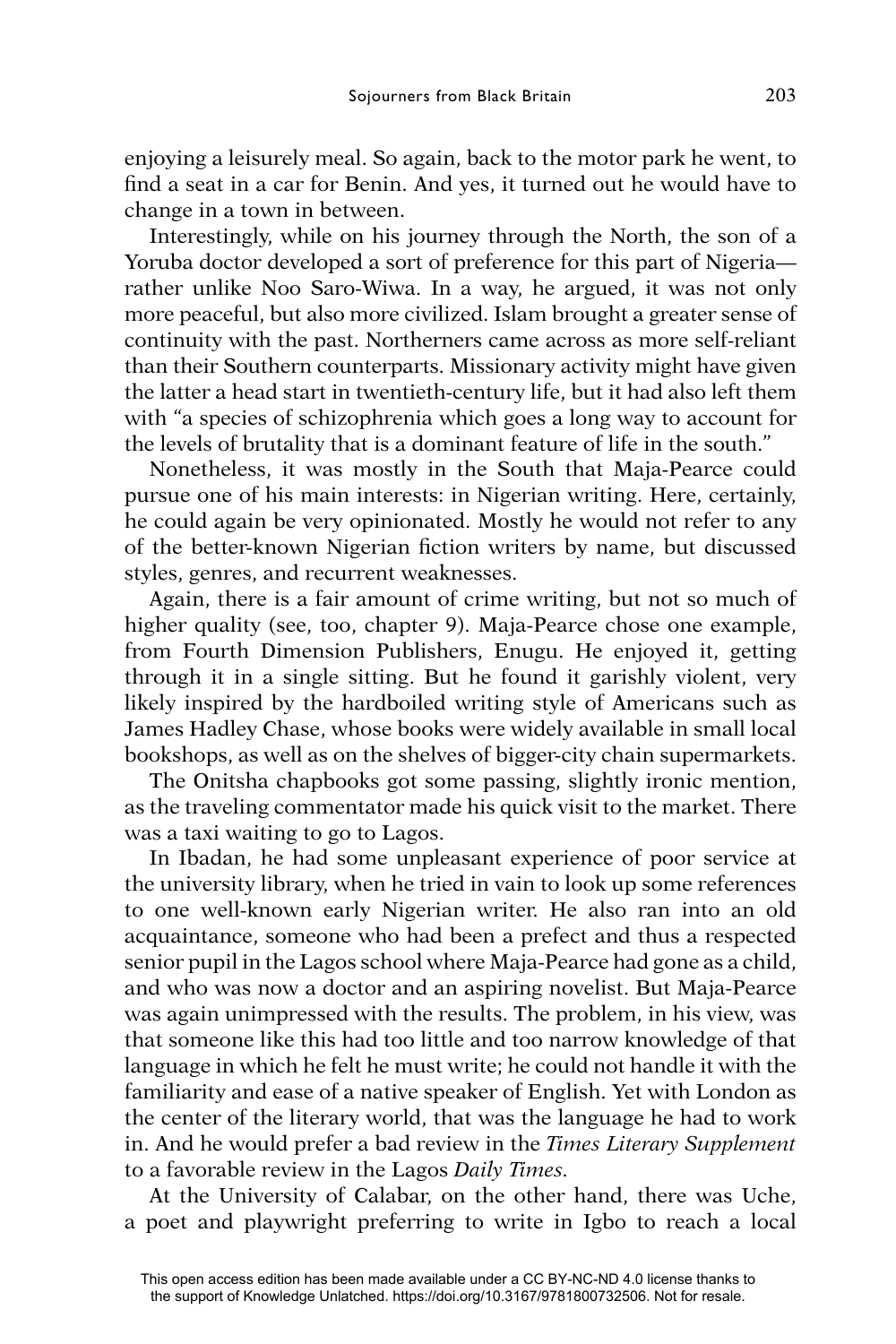enjoying a leisurely meal. So again, back to the motor park he went, to find a seat in a car for Benin. And yes, it turned out he would have to change in a town in between.

Interestingly, while on his journey through the North, the son of a Yoruba doctor developed a sort of preference for this part of Nigeria—rather unlike Noo Saro-Wiwa. In a way, he argued, it was not only more peaceful, but also more civilized. Islam brought a greater sense of continuity with the past. Northerners came across as more self-reliant than their Southern counterparts. Missionary activity might have given the latter a head start in twentieth-century life, but it had also left them with "a species of schizophrenia which goes a long way to account for the levels of brutality that is a dominant feature of life in the south."

Nonetheless, it was mostly in the South that Maja-Pearce could pursue one of his main interests: in Nigerian writing. Here, certainly, he could again be very opinionated. Mostly he would not refer to any of the better-known Nigerian fiction writers by name, but discussed styles, genres, and recurrent weaknesses.

Again, there is a fair amount of crime writing, but not so much of higher quality (see, too, chapter 9). Maja-Pearce chose one example, from Fourth Dimension Publishers, Enugu. He enjoyed it, getting through it in a single sitting. But he found it garishly violent, very likely inspired by the hardboiled writing style of Americans such as James Hadley Chase, whose books were widely available in small local bookshops, as well as on the shelves of bigger-city chain supermarkets.

The Onitsha chapbooks got some passing, slightly ironic mention, as the traveling commentator made his quick visit to the market. There was a taxi waiting to go to Lagos.

In Ibadan, he had some unpleasant experience of poor service at the university library, when he tried in vain to look up some references to one well-known early Nigerian writer. He also ran into an old acquaintance, someone who had been a prefect and thus a respected senior pupil in the Lagos school where Maja-Pearce had gone as a child, and who was now a doctor and an aspiring novelist. But Maja-Pearce was again unimpressed with the results. The problem, in his view, was that someone like this had too little and too narrow knowledge of that language in which he felt he must write; he could not handle it with the familiarity and ease of a native speaker of English. Yet with London as the center of the literary world, that was the language he had to work in. And he would prefer a bad review in the *Times Literary Supplement* to a favorable review in the Lagos *Daily Times*.

At the University of Calabar, on the other hand, there was Uche, a poet and playwright preferring to write in Igbo to reach a local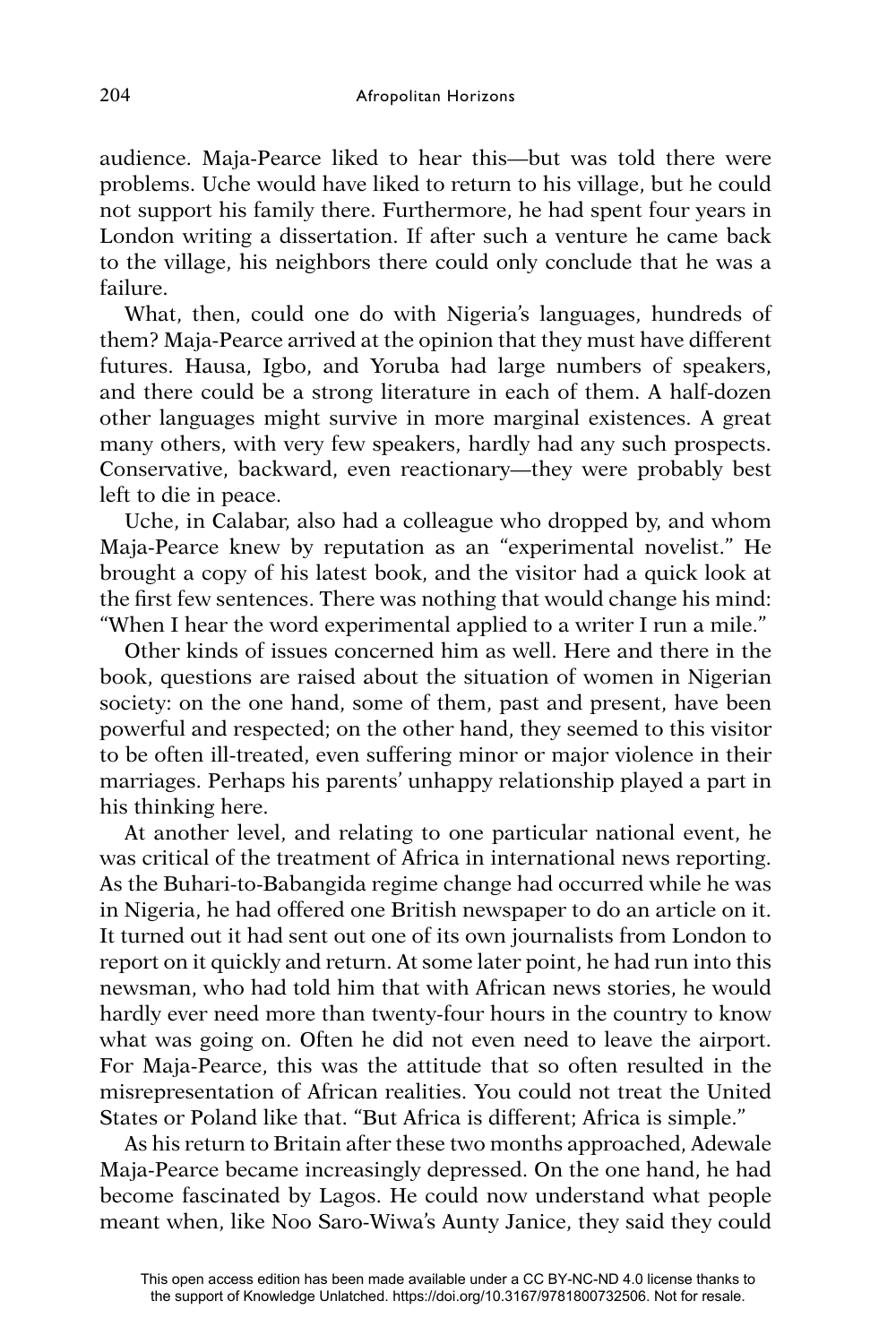audience. Maja-Pearce liked to hear this—but was told there were problems. Uche would have liked to return to his village, but he could not support his family there. Furthermore, he had spent four years in London writing a dissertation. If after such a venture he came back to the village, his neighbors there could only conclude that he was a failure.

What, then, could one do with Nigeria's languages, hundreds of them? Maja-Pearce arrived at the opinion that they must have different futures. Hausa, Igbo, and Yoruba had large numbers of speakers, and there could be a strong literature in each of them. A half-dozen other languages might survive in more marginal existences. A great many others, with very few speakers, hardly had any such prospects. Conservative, backward, even reactionary—they were probably best left to die in peace.

Uche, in Calabar, also had a colleague who dropped by, and whom Maja-Pearce knew by reputation as an "experimental novelist." He brought a copy of his latest book, and the visitor had a quick look at the first few sentences. There was nothing that would change his mind: "When I hear the word experimental applied to a writer I run a mile."

Other kinds of issues concerned him as well. Here and there in the book, questions are raised about the situation of women in Nigerian society: on the one hand, some of them, past and present, have been powerful and respected; on the other hand, they seemed to this visitor to be often ill-treated, even suffering minor or major violence in their marriages. Perhaps his parents' unhappy relationship played a part in his thinking here.

At another level, and relating to one particular national event, he was critical of the treatment of Africa in international news reporting. As the Buhari-to-Babangida regime change had occurred while he was in Nigeria, he had offered one British newspaper to do an article on it. It turned out it had sent out one of its own journalists from London to report on it quickly and return. At some later point, he had run into this newsman, who had told him that with African news stories, he would hardly ever need more than twenty-four hours in the country to know what was going on. Often he did not even need to leave the airport. For Maja-Pearce, this was the attitude that so often resulted in the misrepresentation of African realities. You could not treat the United States or Poland like that. "But Africa is different; Africa is simple."

As his return to Britain after these two months approached, Adewale Maja-Pearce became increasingly depressed. On the one hand, he had become fascinated by Lagos. He could now understand what people meant when, like Noo Saro-Wiwa's Aunty Janice, they said they could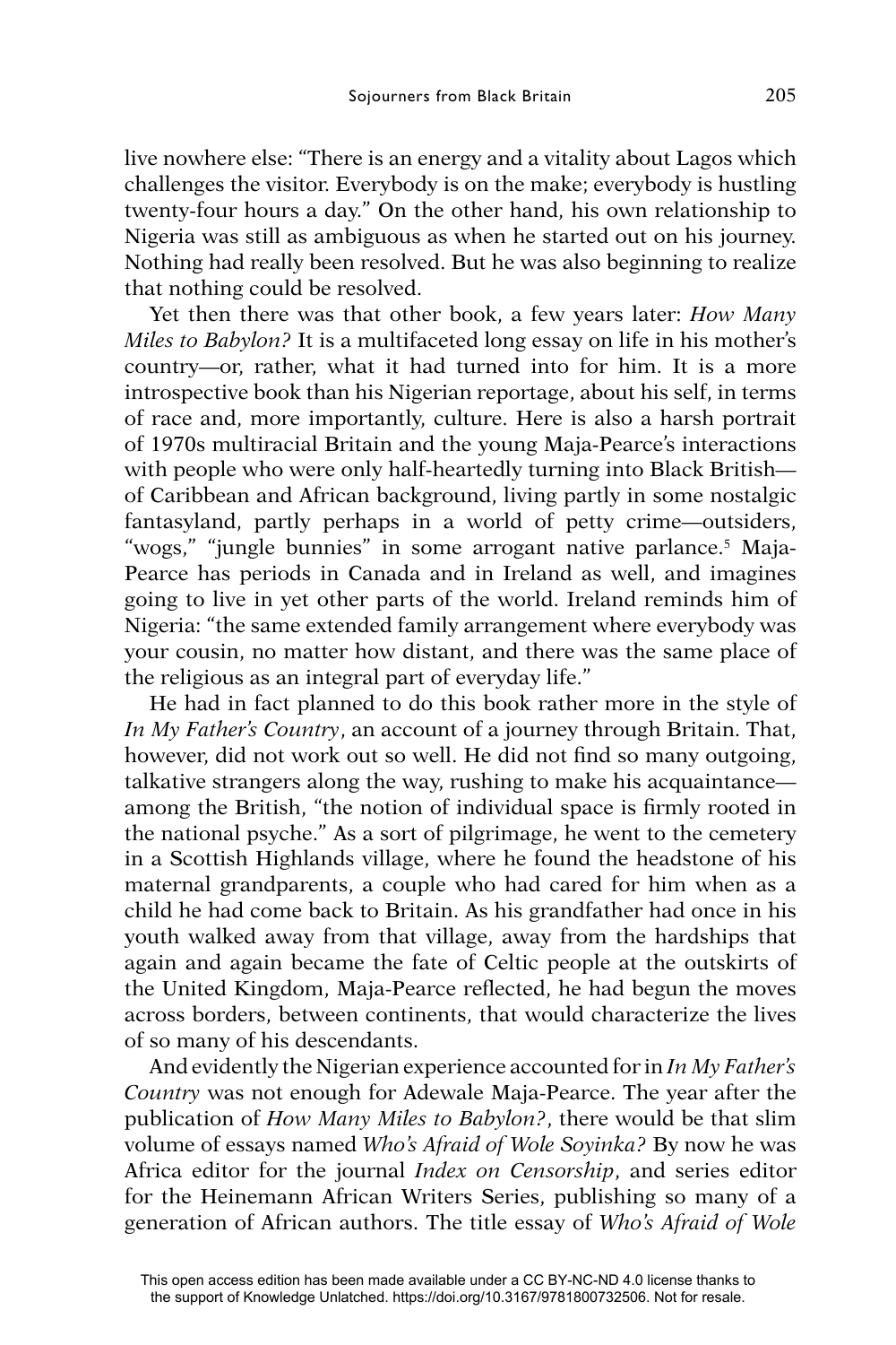live nowhere else: "There is an energy and a vitality about Lagos which challenges the visitor. Everybody is on the make; everybody is hustling twenty-four hours a day." On the other hand, his own relationship to Nigeria was still as ambiguous as when he started out on his journey. Nothing had really been resolved. But he was also beginning to realize that nothing could be resolved.

Yet then there was that other book, a few years later: *How Many Miles to Babylon?* It is a multifaceted long essay on life in his mother's country—or, rather, what it had turned into for him. It is a more introspective book than his Nigerian reportage, about his self, in terms of race and, more importantly, culture. Here is also a harsh portrait of 1970s multiracial Britain and the young Maja-Pearce's interactions with people who were only half-heartedly turning into Black British—of Caribbean and African background, living partly in some nostalgic fantasyland, partly perhaps in a world of petty crime—outsiders, "wogs," "jungle bunnies" in some arrogant native parlance.[5] Maja-Pearce has periods in Canada and in Ireland as well, and imagines going to live in yet other parts of the world. Ireland reminds him of Nigeria: "the same extended family arrangement where everybody was your cousin, no matter how distant, and there was the same place of the religious as an integral part of everyday life."

He had in fact planned to do this book rather more in the style of *In My Father's Country*, an account of a journey through Britain. That, however, did not work out so well. He did not find so many outgoing, talkative strangers along the way, rushing to make his acquaintance—among the British, "the notion of individual space is firmly rooted in the national psyche." As a sort of pilgrimage, he went to the cemetery in a Scottish Highlands village, where he found the headstone of his maternal grandparents, a couple who had cared for him when as a child he had come back to Britain. As his grandfather had once in his youth walked away from that village, away from the hardships that again and again became the fate of Celtic people at the outskirts of the United Kingdom, Maja-Pearce reflected, he had begun the moves across borders, between continents, that would characterize the lives of so many of his descendants.

And evidently the Nigerian experience accounted for in *In My Father's Country* was not enough for Adewale Maja-Pearce. The year after the publication of *How Many Miles to Babylon?*, there would be that slim volume of essays named *Who's Afraid of Wole Soyinka?* By now he was Africa editor for the journal *Index on Censorship*, and series editor for the Heinemann African Writers Series, publishing so many of a generation of African authors. The title essay of *Who's Afraid of Wole*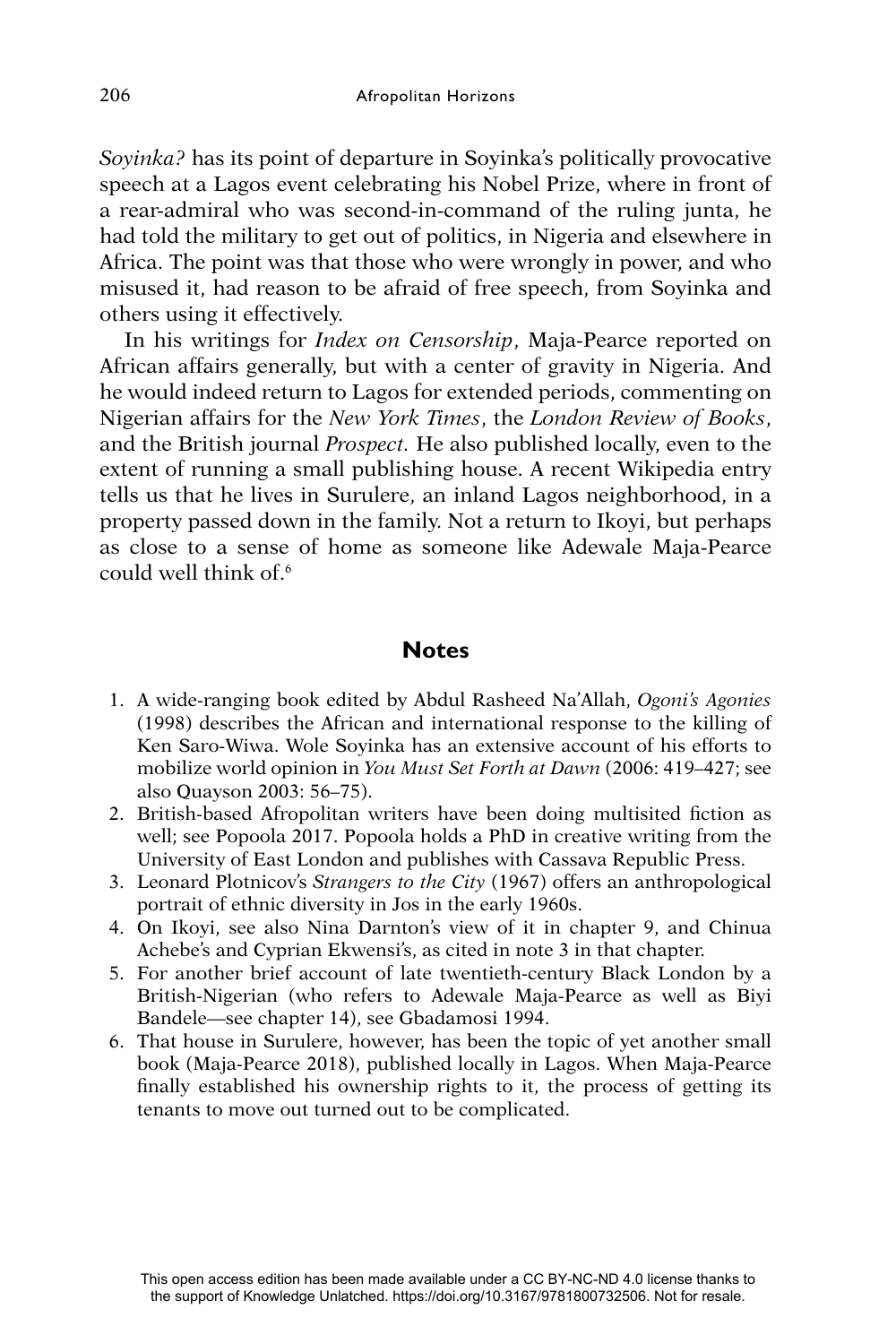*Soyinka?* has its point of departure in Soyinka's politically provocative speech at a Lagos event celebrating his Nobel Prize, where in front of a rear-admiral who was second-in-command of the ruling junta, he had told the military to get out of politics, in Nigeria and elsewhere in Africa. The point was that those who were wrongly in power, and who misused it, had reason to be afraid of free speech, from Soyinka and others using it effectively.

In his writings for *Index on Censorship*, Maja-Pearce reported on African affairs generally, but with a center of gravity in Nigeria. And he would indeed return to Lagos for extended periods, commenting on Nigerian affairs for the *New York Times*, the *London Review of Books*, and the British journal *Prospect.* He also published locally, even to the extent of running a small publishing house. A recent Wikipedia entry tells us that he lives in Surulere, an inland Lagos neighborhood, in a property passed down in the family. Not a return to Ikoyi, but perhaps as close to a sense of home as someone like Adewale Maja-Pearce could well think of.[6]

## Notes

1. A wide-ranging book edited by Abdul Rasheed Na'Allah, *Ogoni's Agonies* (1998) describes the African and international response to the killing of Ken Saro-Wiwa. Wole Soyinka has an extensive account of his efforts to mobilize world opinion in *You Must Set Forth at Dawn* (2006: 419–427; see also Quayson 2003: 56–75).
2. British-based Afropolitan writers have been doing multisited fiction as well; see Popoola 2017. Popoola holds a PhD in creative writing from the University of East London and publishes with Cassava Republic Press.
3. Leonard Plotnicov's *Strangers to the City* (1967) offers an anthropological portrait of ethnic diversity in Jos in the early 1960s.
4. On Ikoyi, see also Nina Darnton's view of it in chapter 9, and Chinua Achebe's and Cyprian Ekwensi's, as cited in note 3 in that chapter.
5. For another brief account of late twentieth-century Black London by a British-Nigerian (who refers to Adewale Maja-Pearce as well as Biyi Bandele—see chapter 14), see Gbadamosi 1994.
6. That house in Surulere, however, has been the topic of yet another small book (Maja-Pearce 2018), published locally in Lagos. When Maja-Pearce finally established his ownership rights to it, the process of getting its tenants to move out turned out to be complicated.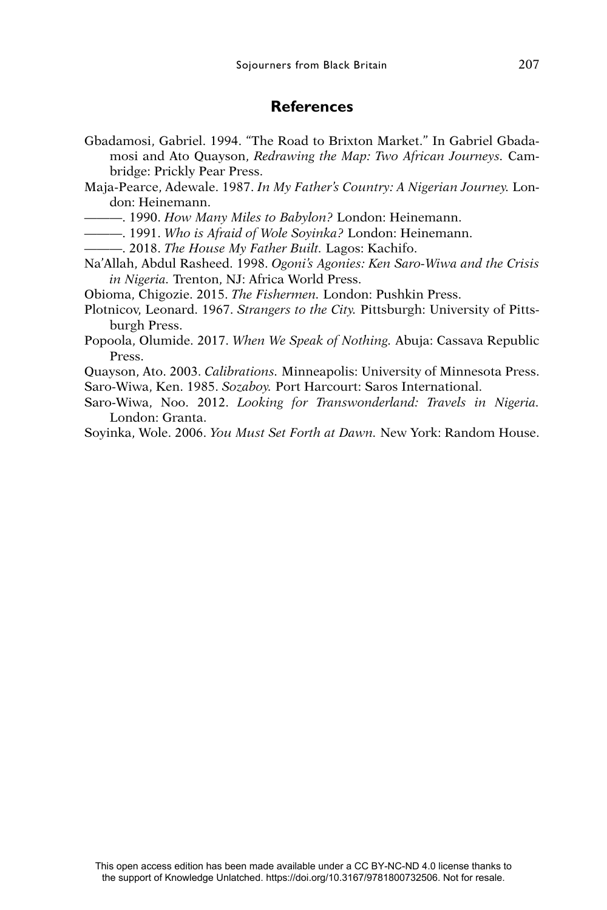## References

Gbadamosi, Gabriel. 1994. "The Road to Brixton Market." In Gabriel Gbadamosi and Ato Quayson, *Redrawing the Map: Two African Journeys*. Cambridge: Prickly Pear Press.

Maja-Pearce, Adewale. 1987. *In My Father's Country: A Nigerian Journey*. London: Heinemann.

———. 1990. *How Many Miles to Babylon?* London: Heinemann.

———. 1991. *Who is Afraid of Wole Soyinka?* London: Heinemann.

———. 2018. *The House My Father Built*. Lagos: Kachifo.

Na'Allah, Abdul Rasheed. 1998. *Ogoni's Agonies: Ken Saro-Wiwa and the Crisis in Nigeria*. Trenton, NJ: Africa World Press.

Obioma, Chigozie. 2015. *The Fishermen*. London: Pushkin Press.

Plotnicov, Leonard. 1967. *Strangers to the City*. Pittsburgh: University of Pittsburgh Press.

Popoola, Olumide. 2017. *When We Speak of Nothing*. Abuja: Cassava Republic Press.

Quayson, Ato. 2003. *Calibrations*. Minneapolis: University of Minnesota Press.

Saro-Wiwa, Ken. 1985. *Sozaboy*. Port Harcourt: Saros International.

Saro-Wiwa, Noo. 2012. *Looking for Transwonderland: Travels in Nigeria*. London: Granta.

Soyinka, Wole. 2006. *You Must Set Forth at Dawn*. New York: Random House.

This open access edition has been made available under a CC BY-NC-ND 4.0 license thanks to the support of Knowledge Unlatched. https://doi.org/10.3167/9781800732506. Not for resale.